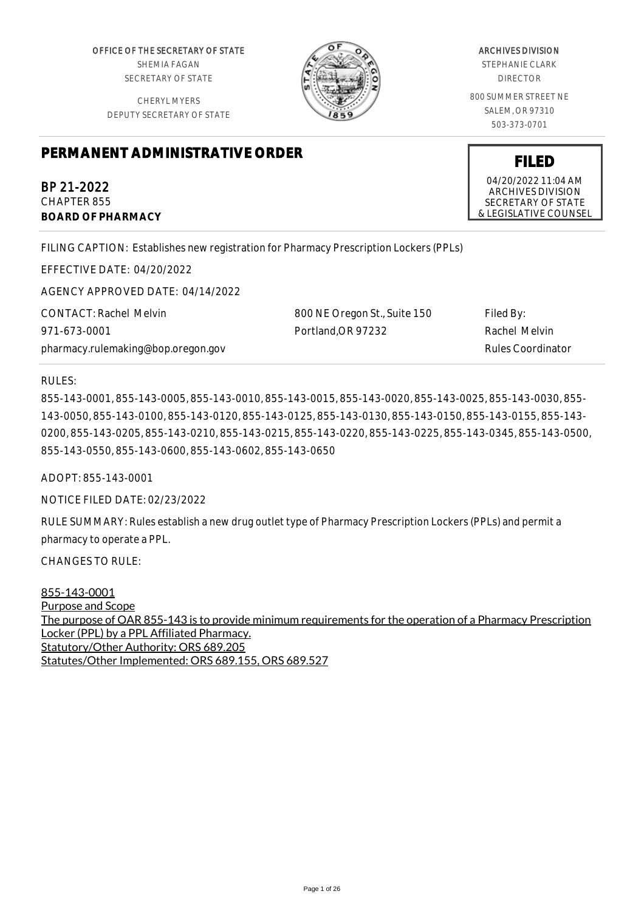OFFICE OF THE SECRETARY OF STATE
SHEMIA FAGAN
SECRETARY OF STATE

CHERYL MYERS
DEPUTY SECRETARY OF STATE

ARCHIVES DIVISION
STEPHANIE CLARK
DIRECTOR

800 SUMMER STREET NE
SALEM, OR 97310
503-373-0701

# PERMANENT ADMINISTRATIVE ORDER

**FILED**
04/20/2022 11:04 AM
ARCHIVES DIVISION
SECRETARY OF STATE
& LEGISLATIVE COUNSEL

BP 21-2022
CHAPTER 855
**BOARD OF PHARMACY**

FILING CAPTION: Establishes new registration for Pharmacy Prescription Lockers (PPLs)

EFFECTIVE DATE: 04/20/2022

AGENCY APPROVED DATE: 04/14/2022

CONTACT: Rachel Melvin
971-673-0001
pharmacy.rulemaking@bop.oregon.gov

800 NE Oregon St., Suite 150
Portland,OR 97232

Filed By:
Rachel Melvin
Rules Coordinator

RULES:

855-143-0001, 855-143-0005, 855-143-0010, 855-143-0015, 855-143-0020, 855-143-0025, 855-143-0030, 855-143-0050, 855-143-0100, 855-143-0120, 855-143-0125, 855-143-0130, 855-143-0150, 855-143-0155, 855-143-0200, 855-143-0205, 855-143-0210, 855-143-0215, 855-143-0220, 855-143-0225, 855-143-0345, 855-143-0500, 855-143-0550, 855-143-0600, 855-143-0602, 855-143-0650

ADOPT: 855-143-0001

NOTICE FILED DATE: 02/23/2022

RULE SUMMARY: Rules establish a new drug outlet type of Pharmacy Prescription Lockers (PPLs) and permit a pharmacy to operate a PPL.

CHANGES TO RULE:

855-143-0001
Purpose and Scope
The purpose of OAR 855-143 is to provide minimum requirements for the operation of a Pharmacy Prescription Locker (PPL) by a PPL Affiliated Pharmacy.
Statutory/Other Authority: ORS 689.205
Statutes/Other Implemented: ORS 689.155, ORS 689.527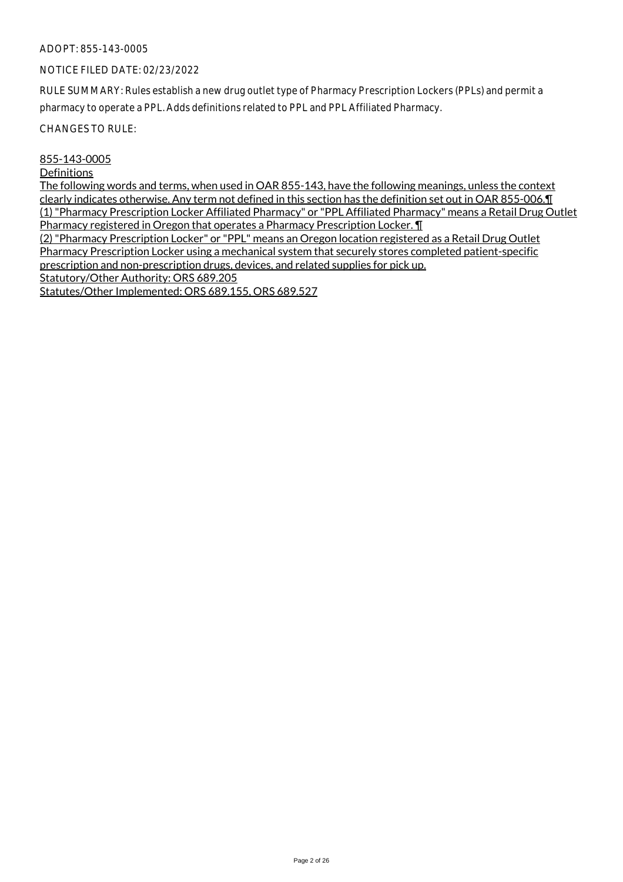ADOPT: 855-143-0005

NOTICE FILED DATE: 02/23/2022

RULE SUMMARY: Rules establish a new drug outlet type of Pharmacy Prescription Lockers (PPLs) and permit a pharmacy to operate a PPL. Adds definitions related to PPL and PPL Affiliated Pharmacy.

CHANGES TO RULE:

855-143-0005

Definitions

The following words and terms, when used in OAR 855-143, have the following meanings, unless the context clearly indicates otherwise. Any term not defined in this section has the definition set out in OAR 855-006.¶

(1) "Pharmacy Prescription Locker Affiliated Pharmacy" or "PPL Affiliated Pharmacy" means a Retail Drug Outlet Pharmacy registered in Oregon that operates a Pharmacy Prescription Locker. ¶

(2) "Pharmacy Prescription Locker" or "PPL" means an Oregon location registered as a Retail Drug Outlet Pharmacy Prescription Locker using a mechanical system that securely stores completed patient-specific prescription and non-prescription drugs, devices, and related supplies for pick up.

Statutory/Other Authority: ORS 689.205

Statutes/Other Implemented: ORS 689.155, ORS 689.527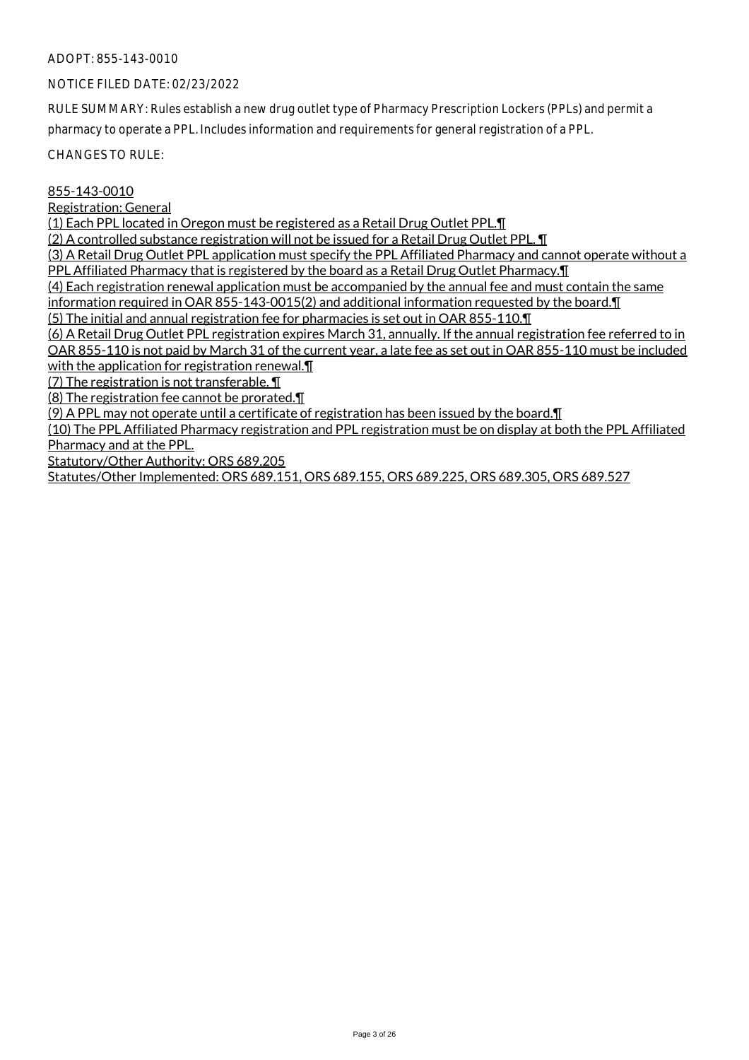ADOPT: 855-143-0010

NOTICE FILED DATE: 02/23/2022

RULE SUMMARY: Rules establish a new drug outlet type of Pharmacy Prescription Lockers (PPLs) and permit a pharmacy to operate a PPL. Includes information and requirements for general registration of a PPL.

CHANGES TO RULE:

855-143-0010
Registration: General
(1) Each PPL located in Oregon must be registered as a Retail Drug Outlet PPL.¶
(2) A controlled substance registration will not be issued for a Retail Drug Outlet PPL. ¶
(3) A Retail Drug Outlet PPL application must specify the PPL Affiliated Pharmacy and cannot operate without a PPL Affiliated Pharmacy that is registered by the board as a Retail Drug Outlet Pharmacy.¶
(4) Each registration renewal application must be accompanied by the annual fee and must contain the same information required in OAR 855-143-0015(2) and additional information requested by the board.¶
(5) The initial and annual registration fee for pharmacies is set out in OAR 855-110.¶
(6) A Retail Drug Outlet PPL registration expires March 31, annually. If the annual registration fee referred to in OAR 855-110 is not paid by March 31 of the current year, a late fee as set out in OAR 855-110 must be included with the application for registration renewal.¶
(7) The registration is not transferable. ¶
(8) The registration fee cannot be prorated.¶
(9) A PPL may not operate until a certificate of registration has been issued by the board.¶
(10) The PPL Affiliated Pharmacy registration and PPL registration must be on display at both the PPL Affiliated Pharmacy and at the PPL.
Statutory/Other Authority: ORS 689.205
Statutes/Other Implemented: ORS 689.151, ORS 689.155, ORS 689.225, ORS 689.305, ORS 689.527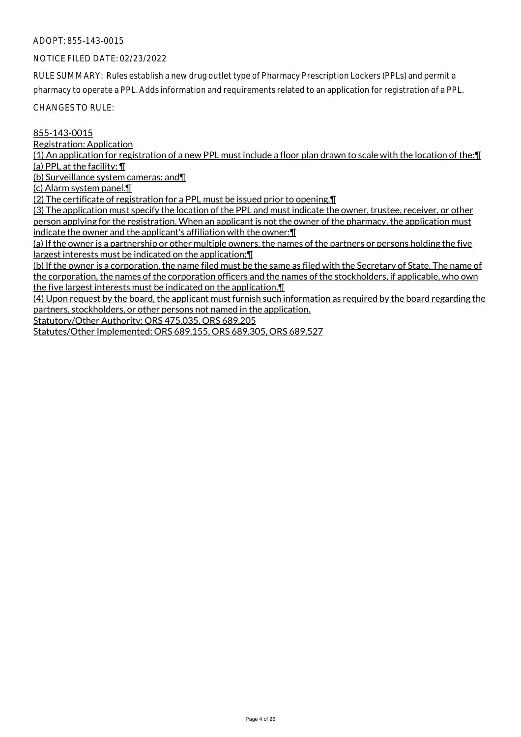ADOPT: 855-143-0015

NOTICE FILED DATE: 02/23/2022

RULE SUMMARY: Rules establish a new drug outlet type of Pharmacy Prescription Lockers (PPLs) and permit a pharmacy to operate a PPL. Adds information and requirements related to an application for registration of a PPL.

CHANGES TO RULE:

855-143-0015
Registration: Application
(1) An application for registration of a new PPL must include a floor plan drawn to scale with the location of the:¶
(a) PPL at the facility; ¶
(b) Surveillance system cameras; and¶
(c) Alarm system panel.¶
(2) The certificate of registration for a PPL must be issued prior to opening.¶
(3) The application must specify the location of the PPL and must indicate the owner, trustee, receiver, or other person applying for the registration. When an applicant is not the owner of the pharmacy, the application must indicate the owner and the applicant's affiliation with the owner:¶
(a) If the owner is a partnership or other multiple owners, the names of the partners or persons holding the five largest interests must be indicated on the application;¶
(b) If the owner is a corporation, the name filed must be the same as filed with the Secretary of State. The name of the corporation, the names of the corporation officers and the names of the stockholders, if applicable, who own the five largest interests must be indicated on the application.¶
(4) Upon request by the board, the applicant must furnish such information as required by the board regarding the partners, stockholders, or other persons not named in the application.
Statutory/Other Authority: ORS 475.035, ORS 689.205
Statutes/Other Implemented: ORS 689.155, ORS 689.305, ORS 689.527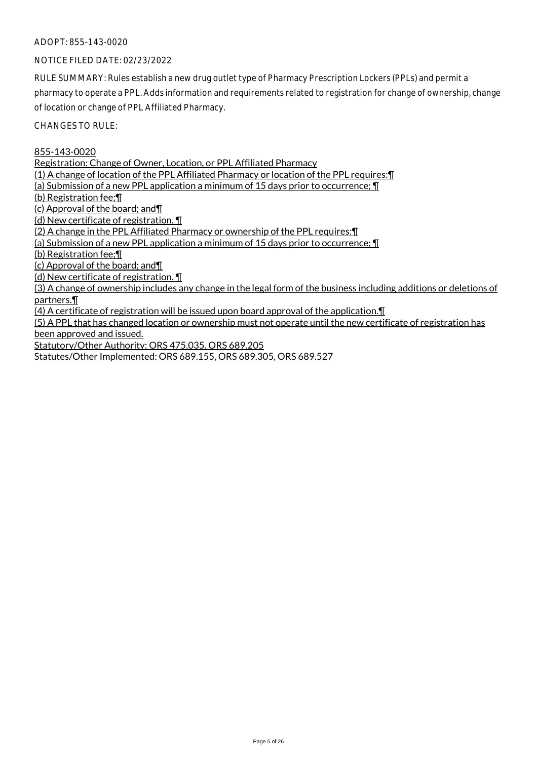ADOPT: 855-143-0020

NOTICE FILED DATE: 02/23/2022

RULE SUMMARY: Rules establish a new drug outlet type of Pharmacy Prescription Lockers (PPLs) and permit a pharmacy to operate a PPL. Adds information and requirements related to registration for change of ownership, change of location or change of PPL Affiliated Pharmacy.

CHANGES TO RULE:

855-143-0020

Registration: Change of Owner, Location, or PPL Affiliated Pharmacy

(1) A change of location of the PPL Affiliated Pharmacy or location of the PPL requires:¶

(a) Submission of a new PPL application a minimum of 15 days prior to occurrence; ¶

(b) Registration fee;¶

(c) Approval of the board; and¶

(d) New certificate of registration. ¶

(2) A change in the PPL Affiliated Pharmacy or ownership of the PPL requires:¶

(a) Submission of a new PPL application a minimum of 15 days prior to occurrence; ¶

(b) Registration fee;¶

(c) Approval of the board; and¶

(d) New certificate of registration. ¶

(3) A change of ownership includes any change in the legal form of the business including additions or deletions of partners.¶

(4) A certificate of registration will be issued upon board approval of the application.¶

(5) A PPL that has changed location or ownership must not operate until the new certificate of registration has been approved and issued.

Statutory/Other Authority: ORS 475.035, ORS 689.205

Statutes/Other Implemented: ORS 689.155, ORS 689.305, ORS 689.527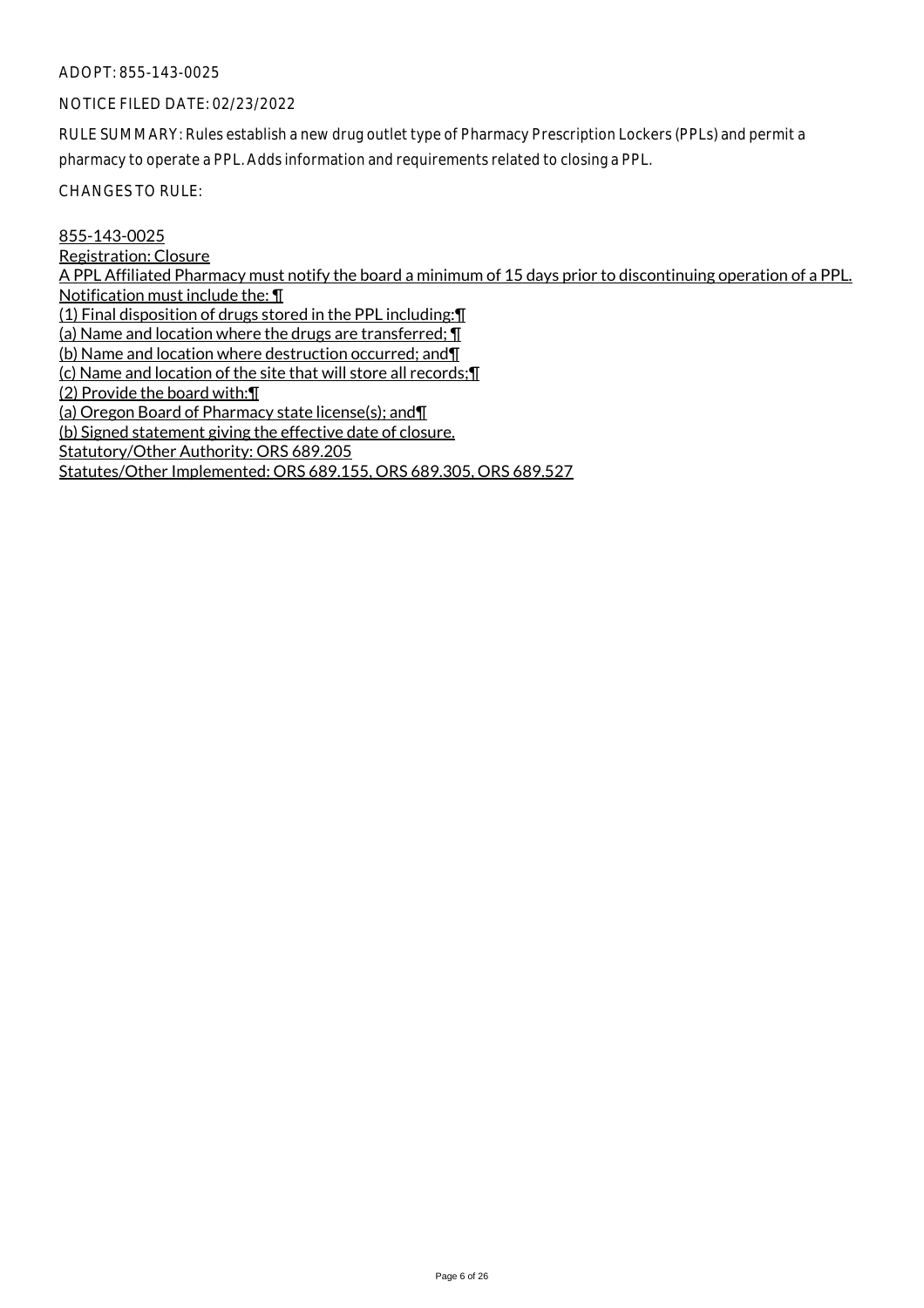ADOPT: 855-143-0025

NOTICE FILED DATE: 02/23/2022

RULE SUMMARY: Rules establish a new drug outlet type of Pharmacy Prescription Lockers (PPLs) and permit a pharmacy to operate a PPL. Adds information and requirements related to closing a PPL.

CHANGES TO RULE:

855-143-0025
Registration: Closure
A PPL Affiliated Pharmacy must notify the board a minimum of 15 days prior to discontinuing operation of a PPL. Notification must include the: ¶
(1) Final disposition of drugs stored in the PPL including:¶
(a) Name and location where the drugs are transferred; ¶
(b) Name and location where destruction occurred; and¶
(c) Name and location of the site that will store all records;¶
(2) Provide the board with:¶
(a) Oregon Board of Pharmacy state license(s); and¶
(b) Signed statement giving the effective date of closure.
Statutory/Other Authority: ORS 689.205
Statutes/Other Implemented: ORS 689.155, ORS 689.305, ORS 689.527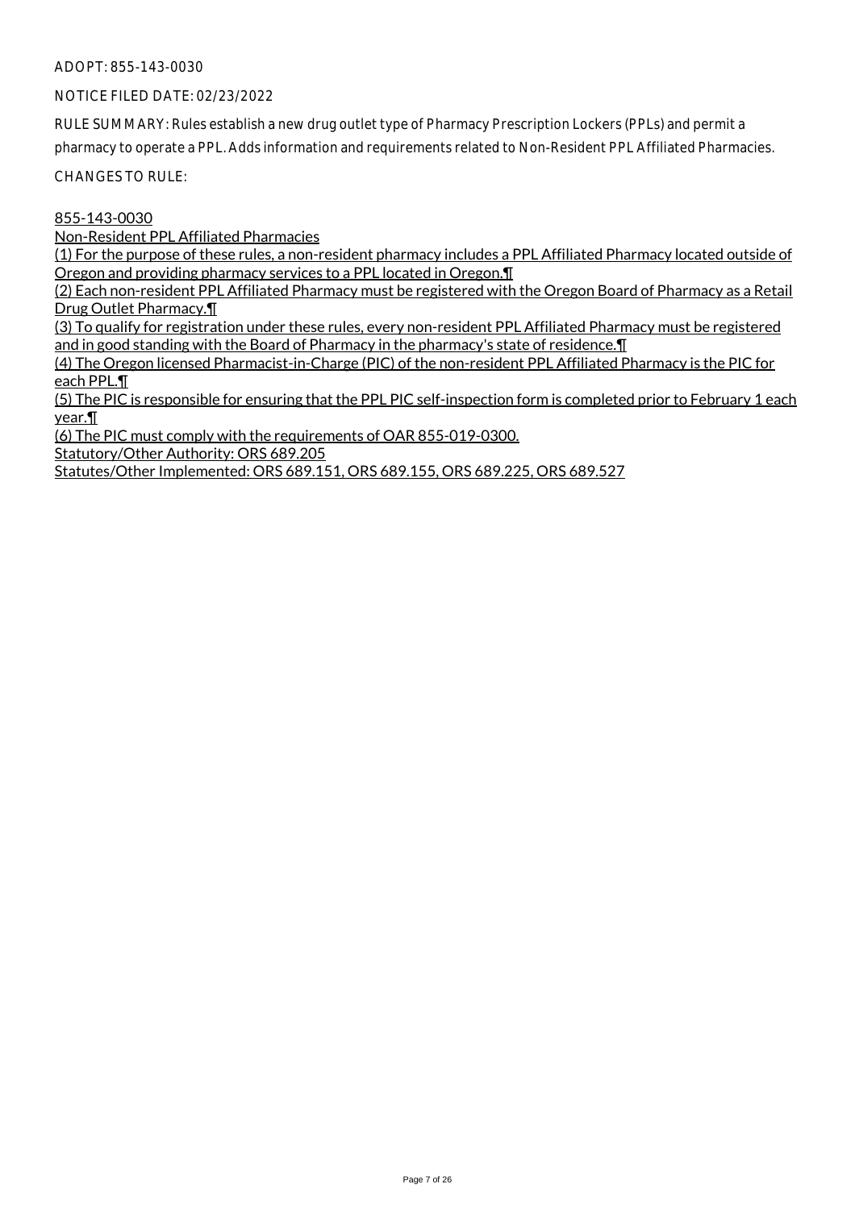ADOPT: 855-143-0030

NOTICE FILED DATE: 02/23/2022

RULE SUMMARY: Rules establish a new drug outlet type of Pharmacy Prescription Lockers (PPLs) and permit a pharmacy to operate a PPL. Adds information and requirements related to Non-Resident PPL Affiliated Pharmacies.

CHANGES TO RULE:

855-143-0030

Non-Resident PPL Affiliated Pharmacies

(1) For the purpose of these rules, a non-resident pharmacy includes a PPL Affiliated Pharmacy located outside of Oregon and providing pharmacy services to a PPL located in Oregon.¶

(2) Each non-resident PPL Affiliated Pharmacy must be registered with the Oregon Board of Pharmacy as a Retail Drug Outlet Pharmacy.¶

(3) To qualify for registration under these rules, every non-resident PPL Affiliated Pharmacy must be registered and in good standing with the Board of Pharmacy in the pharmacy's state of residence.¶

(4) The Oregon licensed Pharmacist-in-Charge (PIC) of the non-resident PPL Affiliated Pharmacy is the PIC for each PPL.¶

(5) The PIC is responsible for ensuring that the PPL PIC self-inspection form is completed prior to February 1 each year.¶

(6) The PIC must comply with the requirements of OAR 855-019-0300.

Statutory/Other Authority: ORS 689.205

Statutes/Other Implemented: ORS 689.151, ORS 689.155, ORS 689.225, ORS 689.527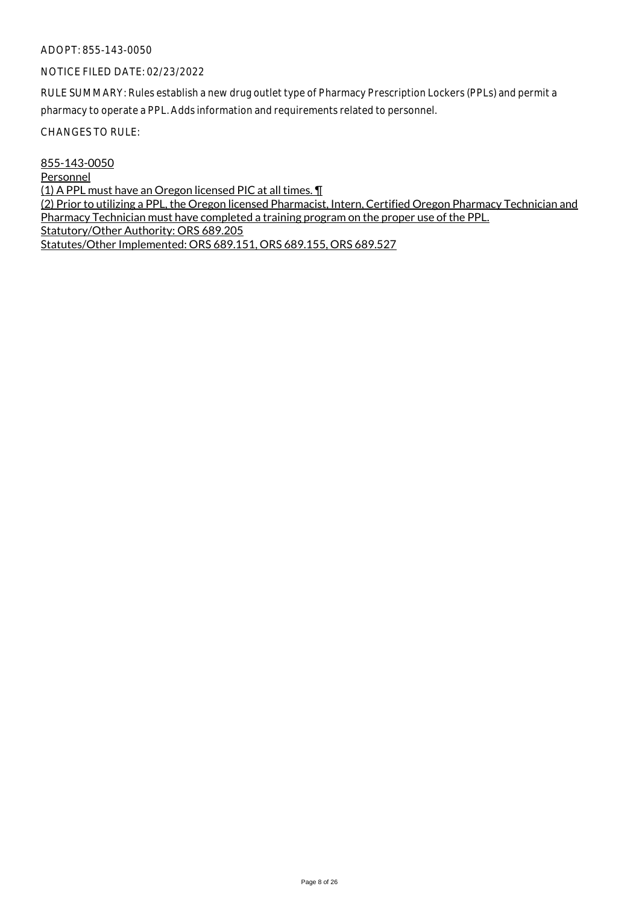ADOPT: 855-143-0050

NOTICE FILED DATE: 02/23/2022

RULE SUMMARY: Rules establish a new drug outlet type of Pharmacy Prescription Lockers (PPLs) and permit a pharmacy to operate a PPL. Adds information and requirements related to personnel.

CHANGES TO RULE:

855-143-0050
Personnel
(1) A PPL must have an Oregon licensed PIC at all times. ¶
(2) Prior to utilizing a PPL, the Oregon licensed Pharmacist, Intern, Certified Oregon Pharmacy Technician and Pharmacy Technician must have completed a training program on the proper use of the PPL.
Statutory/Other Authority: ORS 689.205
Statutes/Other Implemented: ORS 689.151, ORS 689.155, ORS 689.527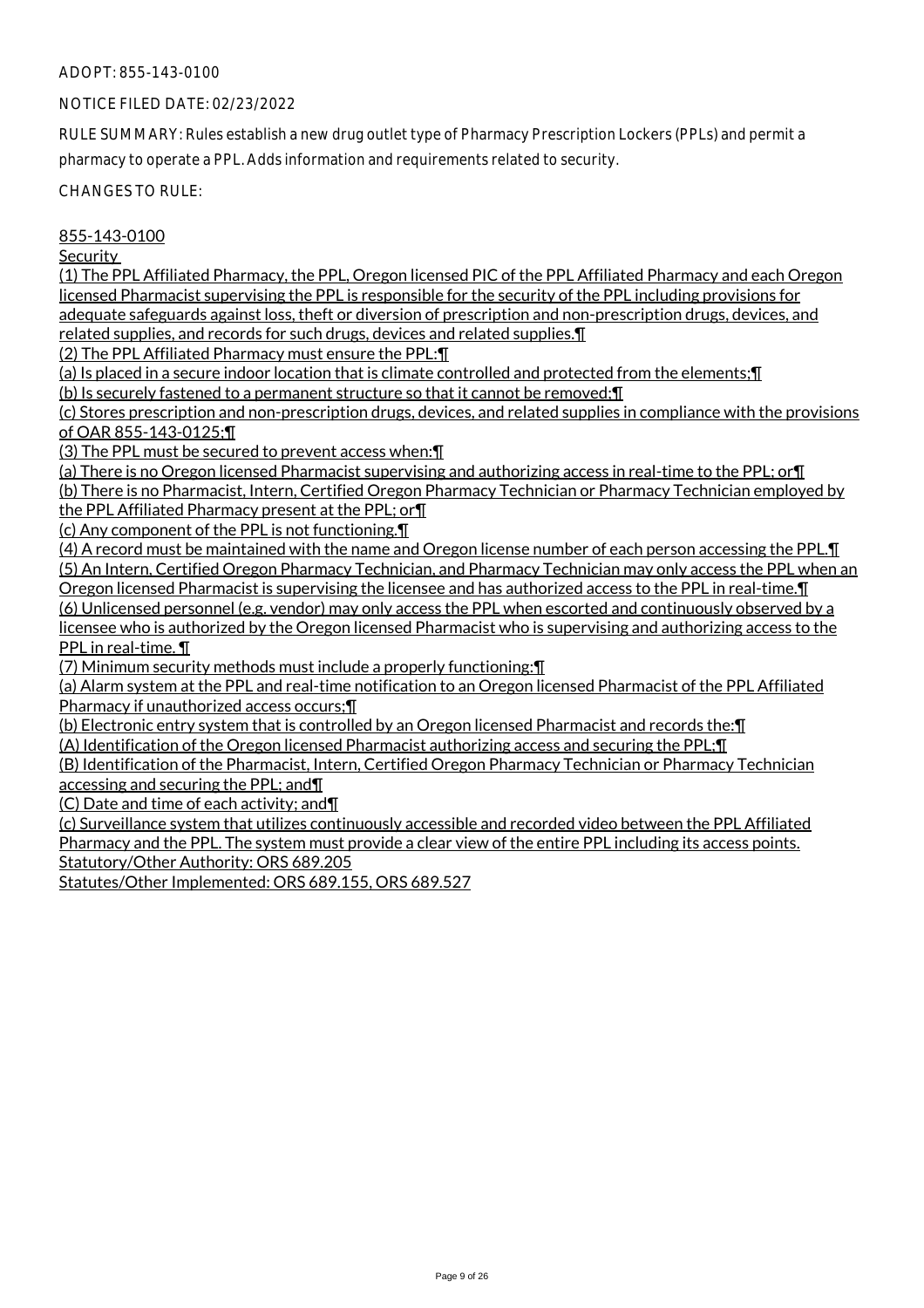ADOPT: 855-143-0100

NOTICE FILED DATE: 02/23/2022

RULE SUMMARY: Rules establish a new drug outlet type of Pharmacy Prescription Lockers (PPLs) and permit a pharmacy to operate a PPL. Adds information and requirements related to security.

CHANGES TO RULE:

855-143-0100

Security

(1) The PPL Affiliated Pharmacy, the PPL, Oregon licensed PIC of the PPL Affiliated Pharmacy and each Oregon licensed Pharmacist supervising the PPL is responsible for the security of the PPL including provisions for adequate safeguards against loss, theft or diversion of prescription and non-prescription drugs, devices, and related supplies, and records for such drugs, devices and related supplies.¶

(2) The PPL Affiliated Pharmacy must ensure the PPL:¶

(a) Is placed in a secure indoor location that is climate controlled and protected from the elements;¶

(b) Is securely fastened to a permanent structure so that it cannot be removed;¶

(c) Stores prescription and non-prescription drugs, devices, and related supplies in compliance with the provisions of OAR 855-143-0125;¶

(3) The PPL must be secured to prevent access when:¶

(a) There is no Oregon licensed Pharmacist supervising and authorizing access in real-time to the PPL; or¶

(b) There is no Pharmacist, Intern, Certified Oregon Pharmacy Technician or Pharmacy Technician employed by the PPL Affiliated Pharmacy present at the PPL; or¶

(c) Any component of the PPL is not functioning.¶

(4) A record must be maintained with the name and Oregon license number of each person accessing the PPL.¶

(5) An Intern, Certified Oregon Pharmacy Technician, and Pharmacy Technician may only access the PPL when an Oregon licensed Pharmacist is supervising the licensee and has authorized access to the PPL in real-time.¶

(6) Unlicensed personnel (e.g. vendor) may only access the PPL when escorted and continuously observed by a licensee who is authorized by the Oregon licensed Pharmacist who is supervising and authorizing access to the PPL in real-time. ¶

(7) Minimum security methods must include a properly functioning:¶

(a) Alarm system at the PPL and real-time notification to an Oregon licensed Pharmacist of the PPL Affiliated Pharmacy if unauthorized access occurs;¶

(b) Electronic entry system that is controlled by an Oregon licensed Pharmacist and records the:¶

(A) Identification of the Oregon licensed Pharmacist authorizing access and securing the PPL;¶

(B) Identification of the Pharmacist, Intern, Certified Oregon Pharmacy Technician or Pharmacy Technician accessing and securing the PPL; and¶

(C) Date and time of each activity; and¶

(c) Surveillance system that utilizes continuously accessible and recorded video between the PPL Affiliated Pharmacy and the PPL. The system must provide a clear view of the entire PPL including its access points.

Statutory/Other Authority: ORS 689.205

Statutes/Other Implemented: ORS 689.155, ORS 689.527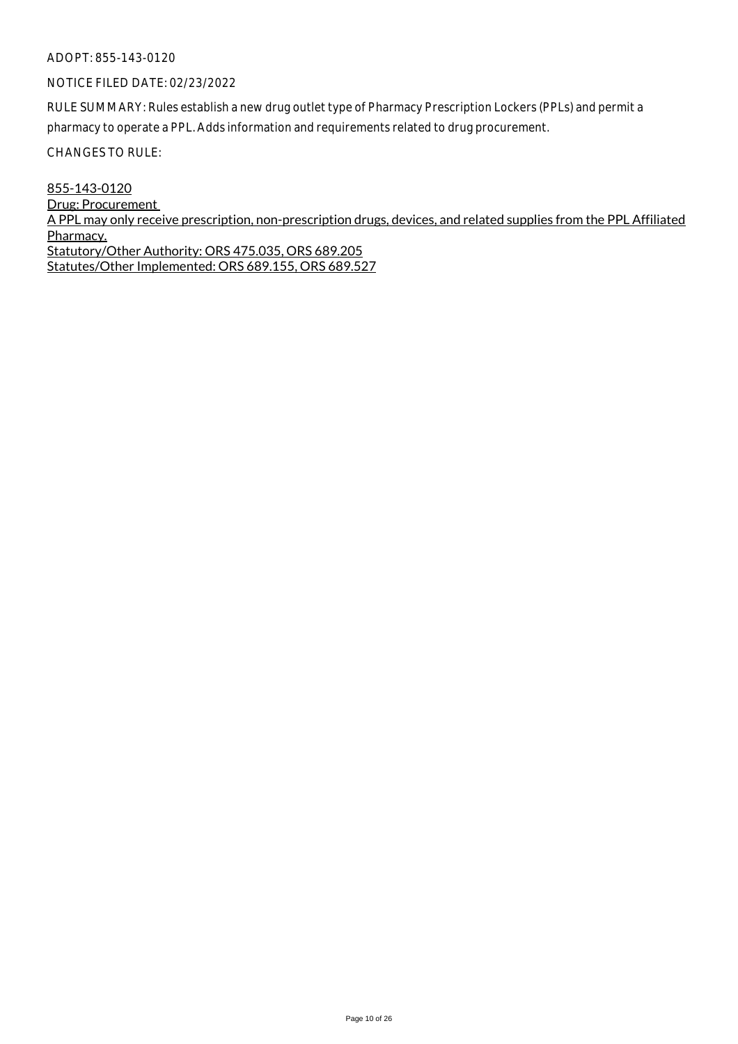ADOPT: 855-143-0120

NOTICE FILED DATE: 02/23/2022

RULE SUMMARY: Rules establish a new drug outlet type of Pharmacy Prescription Lockers (PPLs) and permit a pharmacy to operate a PPL. Adds information and requirements related to drug procurement.

CHANGES TO RULE:

855-143-0120
Drug: Procurement
A PPL may only receive prescription, non-prescription drugs, devices, and related supplies from the PPL Affiliated Pharmacy.
Statutory/Other Authority: ORS 475.035, ORS 689.205
Statutes/Other Implemented: ORS 689.155, ORS 689.527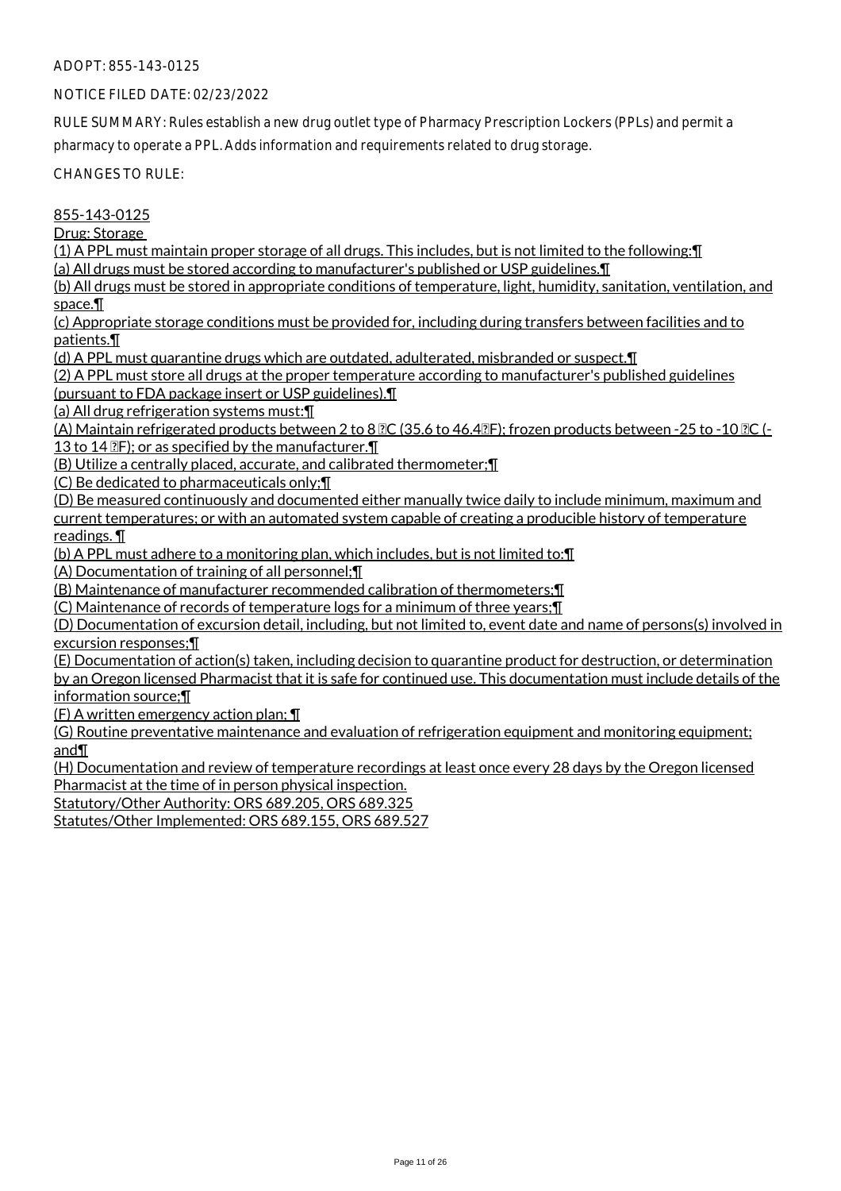ADOPT: 855-143-0125

NOTICE FILED DATE: 02/23/2022

RULE SUMMARY: Rules establish a new drug outlet type of Pharmacy Prescription Lockers (PPLs) and permit a pharmacy to operate a PPL. Adds information and requirements related to drug storage.

CHANGES TO RULE:

855-143-0125

Drug: Storage

(1) A PPL must maintain proper storage of all drugs. This includes, but is not limited to the following:¶

(a) All drugs must be stored according to manufacturer's published or USP guidelines.¶

(b) All drugs must be stored in appropriate conditions of temperature, light, humidity, sanitation, ventilation, and space.¶

(c) Appropriate storage conditions must be provided for, including during transfers between facilities and to patients.¶

(d) A PPL must quarantine drugs which are outdated, adulterated, misbranded or suspect.¶

(2) A PPL must store all drugs at the proper temperature according to manufacturer's published guidelines (pursuant to FDA package insert or USP guidelines).¶

(a) All drug refrigeration systems must:¶

(A) Maintain refrigerated products between 2 to 8 ℃ (35.6 to 46.4℉); frozen products between -25 to -10 ℃ (-13 to 14 ℉); or as specified by the manufacturer.¶

(B) Utilize a centrally placed, accurate, and calibrated thermometer;¶

(C) Be dedicated to pharmaceuticals only;¶

(D) Be measured continuously and documented either manually twice daily to include minimum, maximum and current temperatures; or with an automated system capable of creating a producible history of temperature readings. ¶

(b) A PPL must adhere to a monitoring plan, which includes, but is not limited to:¶

(A) Documentation of training of all personnel;¶

(B) Maintenance of manufacturer recommended calibration of thermometers;¶

(C) Maintenance of records of temperature logs for a minimum of three years;¶

(D) Documentation of excursion detail, including, but not limited to, event date and name of persons(s) involved in excursion responses;¶

(E) Documentation of action(s) taken, including decision to quarantine product for destruction, or determination by an Oregon licensed Pharmacist that it is safe for continued use. This documentation must include details of the information source;¶

(F) A written emergency action plan; ¶

(G) Routine preventative maintenance and evaluation of refrigeration equipment and monitoring equipment; and¶

(H) Documentation and review of temperature recordings at least once every 28 days by the Oregon licensed Pharmacist at the time of in person physical inspection.

Statutory/Other Authority: ORS 689.205, ORS 689.325

Statutes/Other Implemented: ORS 689.155, ORS 689.527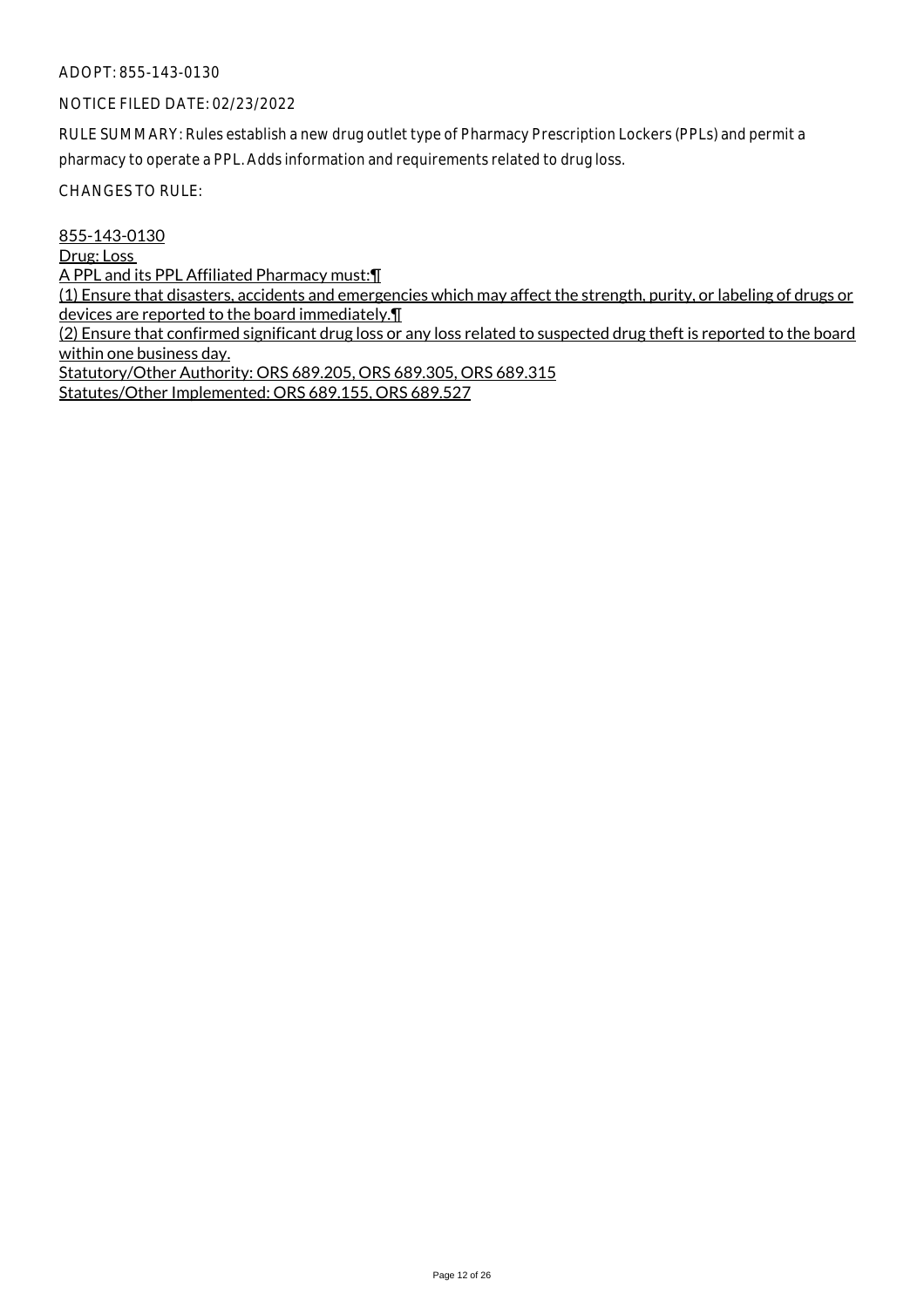ADOPT: 855-143-0130

NOTICE FILED DATE: 02/23/2022

RULE SUMMARY: Rules establish a new drug outlet type of Pharmacy Prescription Lockers (PPLs) and permit a pharmacy to operate a PPL. Adds information and requirements related to drug loss.

CHANGES TO RULE:

855-143-0130
Drug: Loss
A PPL and its PPL Affiliated Pharmacy must:¶
(1) Ensure that disasters, accidents and emergencies which may affect the strength, purity, or labeling of drugs or devices are reported to the board immediately.¶
(2) Ensure that confirmed significant drug loss or any loss related to suspected drug theft is reported to the board within one business day.
Statutory/Other Authority: ORS 689.205, ORS 689.305, ORS 689.315
Statutes/Other Implemented: ORS 689.155, ORS 689.527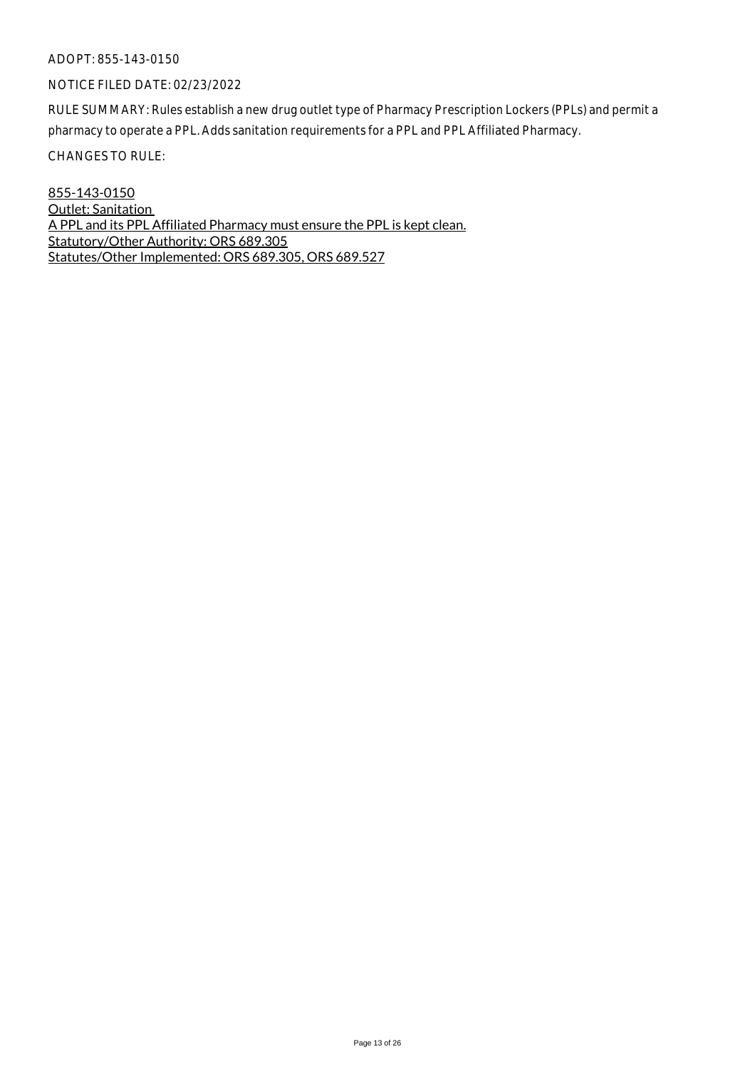ADOPT: 855-143-0150

NOTICE FILED DATE: 02/23/2022

RULE SUMMARY: Rules establish a new drug outlet type of Pharmacy Prescription Lockers (PPLs) and permit a pharmacy to operate a PPL. Adds sanitation requirements for a PPL and PPL Affiliated Pharmacy.

CHANGES TO RULE:

855-143-0150
Outlet: Sanitation
A PPL and its PPL Affiliated Pharmacy must ensure the PPL is kept clean.
Statutory/Other Authority: ORS 689.305
Statutes/Other Implemented: ORS 689.305, ORS 689.527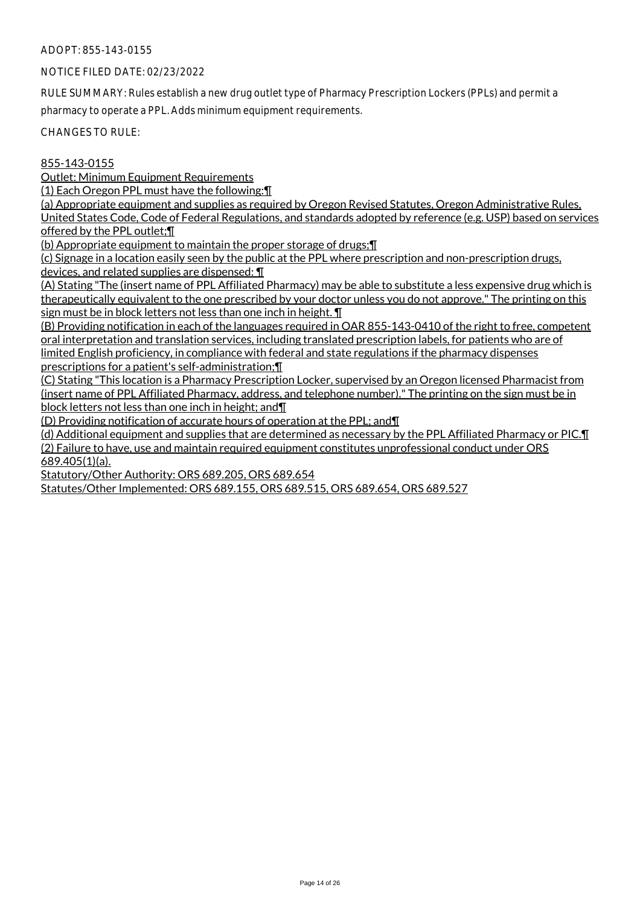ADOPT: 855-143-0155

NOTICE FILED DATE: 02/23/2022

RULE SUMMARY: Rules establish a new drug outlet type of Pharmacy Prescription Lockers (PPLs) and permit a pharmacy to operate a PPL. Adds minimum equipment requirements.

CHANGES TO RULE:

855-143-0155

Outlet: Minimum Equipment Requirements

(1) Each Oregon PPL must have the following:¶

(a) Appropriate equipment and supplies as required by Oregon Revised Statutes, Oregon Administrative Rules, United States Code, Code of Federal Regulations, and standards adopted by reference (e.g. USP) based on services offered by the PPL outlet;¶

(b) Appropriate equipment to maintain the proper storage of drugs;¶

(c) Signage in a location easily seen by the public at the PPL where prescription and non-prescription drugs, devices, and related supplies are dispensed: ¶

(A) Stating "The (insert name of PPL Affiliated Pharmacy) may be able to substitute a less expensive drug which is therapeutically equivalent to the one prescribed by your doctor unless you do not approve." The printing on this sign must be in block letters not less than one inch in height. ¶

(B) Providing notification in each of the languages required in OAR 855-143-0410 of the right to free, competent oral interpretation and translation services, including translated prescription labels, for patients who are of limited English proficiency, in compliance with federal and state regulations if the pharmacy dispenses prescriptions for a patient's self-administration;¶

(C) Stating "This location is a Pharmacy Prescription Locker, supervised by an Oregon licensed Pharmacist from (insert name of PPL Affiliated Pharmacy, address, and telephone number)." The printing on the sign must be in block letters not less than one inch in height; and¶

(D) Providing notification of accurate hours of operation at the PPL; and¶

(d) Additional equipment and supplies that are determined as necessary by the PPL Affiliated Pharmacy or PIC.¶

(2) Failure to have, use and maintain required equipment constitutes unprofessional conduct under ORS 689.405(1)(a).

Statutory/Other Authority: ORS 689.205, ORS 689.654

Statutes/Other Implemented: ORS 689.155, ORS 689.515, ORS 689.654, ORS 689.527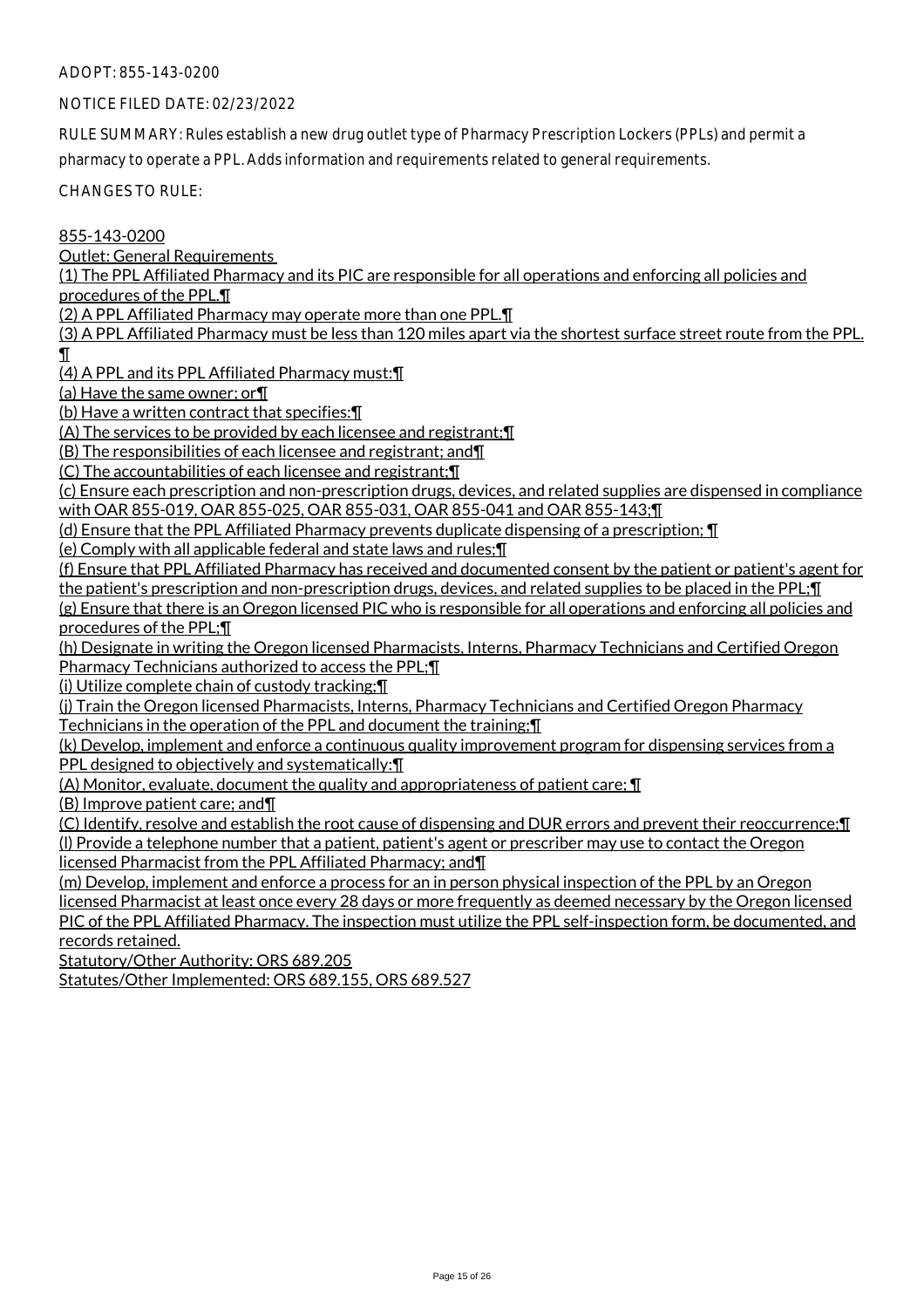ADOPT: 855-143-0200

NOTICE FILED DATE: 02/23/2022

RULE SUMMARY: Rules establish a new drug outlet type of Pharmacy Prescription Lockers (PPLs) and permit a pharmacy to operate a PPL. Adds information and requirements related to general requirements.

CHANGES TO RULE:

855-143-0200
Outlet: General Requirements
(1) The PPL Affiliated Pharmacy and its PIC are responsible for all operations and enforcing all policies and procedures of the PPL.¶
(2) A PPL Affiliated Pharmacy may operate more than one PPL.¶
(3) A PPL Affiliated Pharmacy must be less than 120 miles apart via the shortest surface street route from the PPL.¶
(4) A PPL and its PPL Affiliated Pharmacy must:¶
(a) Have the same owner; or¶
(b) Have a written contract that specifies:¶
(A) The services to be provided by each licensee and registrant;¶
(B) The responsibilities of each licensee and registrant; and¶
(C) The accountabilities of each licensee and registrant;¶
(c) Ensure each prescription and non-prescription drugs, devices, and related supplies are dispensed in compliance with OAR 855-019, OAR 855-025, OAR 855-031, OAR 855-041 and OAR 855-143;¶
(d) Ensure that the PPL Affiliated Pharmacy prevents duplicate dispensing of a prescription; ¶
(e) Comply with all applicable federal and state laws and rules;¶
(f) Ensure that PPL Affiliated Pharmacy has received and documented consent by the patient or patient's agent for the patient's prescription and non-prescription drugs, devices, and related supplies to be placed in the PPL;¶
(g) Ensure that there is an Oregon licensed PIC who is responsible for all operations and enforcing all policies and procedures of the PPL;¶
(h) Designate in writing the Oregon licensed Pharmacists, Interns, Pharmacy Technicians and Certified Oregon Pharmacy Technicians authorized to access the PPL;¶
(i) Utilize complete chain of custody tracking;¶
(j) Train the Oregon licensed Pharmacists, Interns, Pharmacy Technicians and Certified Oregon Pharmacy Technicians in the operation of the PPL and document the training;¶
(k) Develop, implement and enforce a continuous quality improvement program for dispensing services from a PPL designed to objectively and systematically:¶
(A) Monitor, evaluate, document the quality and appropriateness of patient care; ¶
(B) Improve patient care; and¶
(C) Identify, resolve and establish the root cause of dispensing and DUR errors and prevent their reoccurrence;¶
(l) Provide a telephone number that a patient, patient's agent or prescriber may use to contact the Oregon licensed Pharmacist from the PPL Affiliated Pharmacy; and¶
(m) Develop, implement and enforce a process for an in person physical inspection of the PPL by an Oregon licensed Pharmacist at least once every 28 days or more frequently as deemed necessary by the Oregon licensed PIC of the PPL Affiliated Pharmacy. The inspection must utilize the PPL self-inspection form, be documented, and records retained.
Statutory/Other Authority: ORS 689.205
Statutes/Other Implemented: ORS 689.155, ORS 689.527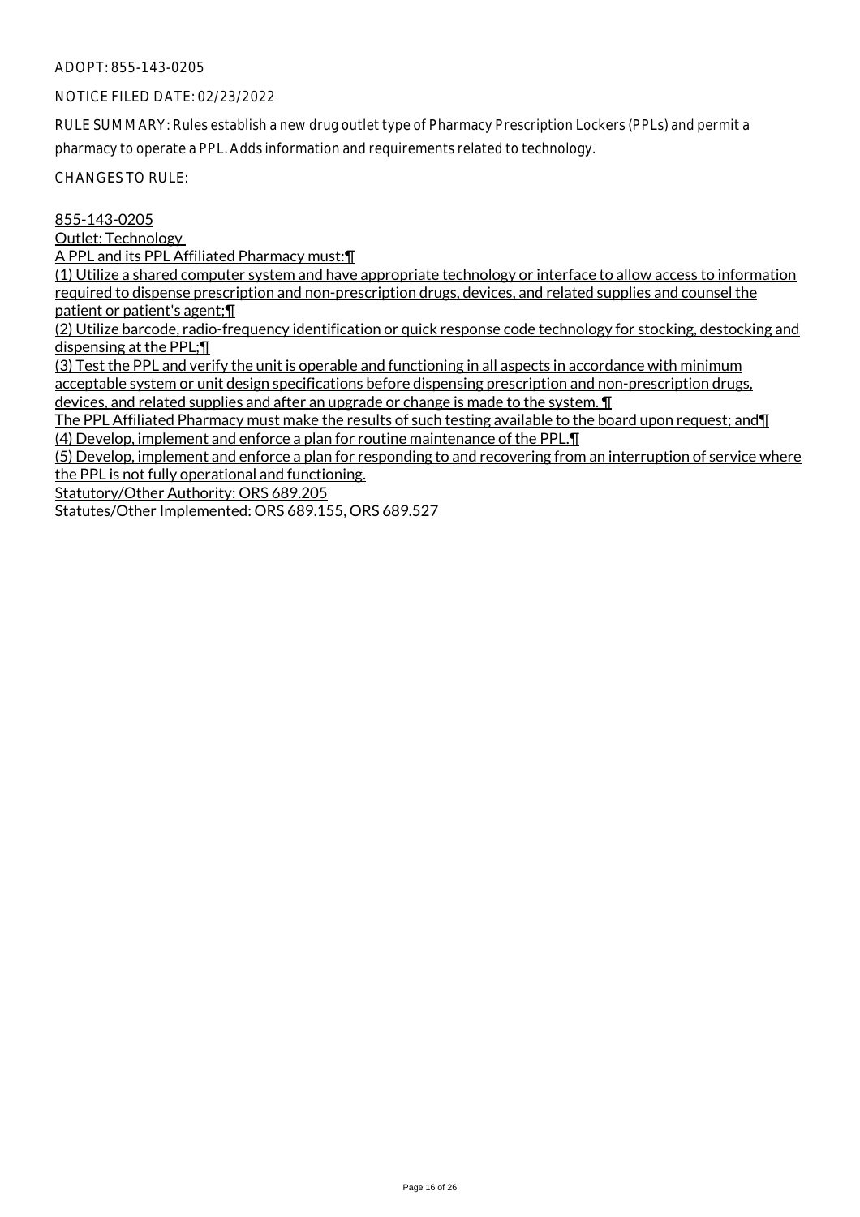ADOPT: 855-143-0205

NOTICE FILED DATE: 02/23/2022

RULE SUMMARY: Rules establish a new drug outlet type of Pharmacy Prescription Lockers (PPLs) and permit a pharmacy to operate a PPL. Adds information and requirements related to technology.

CHANGES TO RULE:

855-143-0205

Outlet: Technology

A PPL and its PPL Affiliated Pharmacy must:¶

(1) Utilize a shared computer system and have appropriate technology or interface to allow access to information required to dispense prescription and non-prescription drugs, devices, and related supplies and counsel the patient or patient's agent;¶

(2) Utilize barcode, radio-frequency identification or quick response code technology for stocking, destocking and dispensing at the PPL;¶

(3) Test the PPL and verify the unit is operable and functioning in all aspects in accordance with minimum acceptable system or unit design specifications before dispensing prescription and non-prescription drugs, devices, and related supplies and after an upgrade or change is made to the system. ¶

The PPL Affiliated Pharmacy must make the results of such testing available to the board upon request; and¶

(4) Develop, implement and enforce a plan for routine maintenance of the PPL.¶

(5) Develop, implement and enforce a plan for responding to and recovering from an interruption of service where the PPL is not fully operational and functioning.

Statutory/Other Authority: ORS 689.205

Statutes/Other Implemented: ORS 689.155, ORS 689.527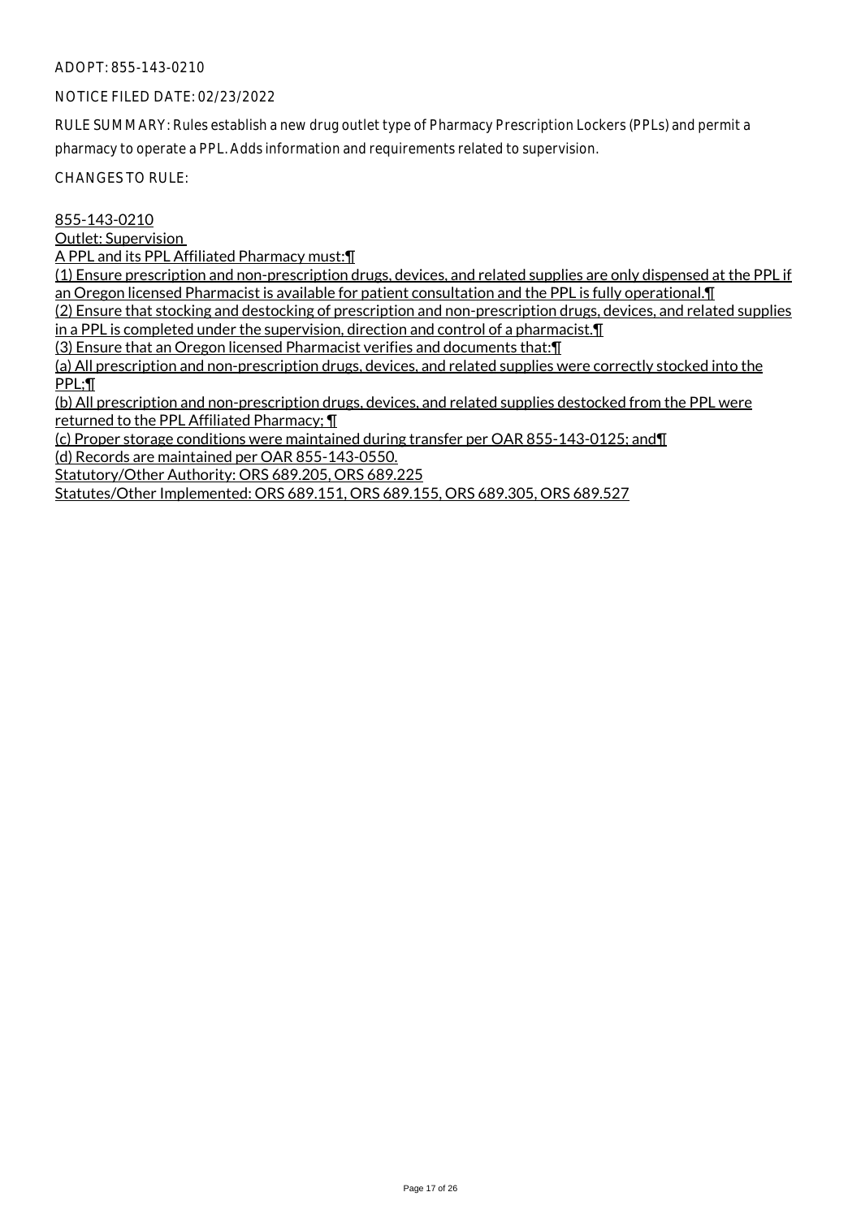ADOPT: 855-143-0210

NOTICE FILED DATE: 02/23/2022

RULE SUMMARY: Rules establish a new drug outlet type of Pharmacy Prescription Lockers (PPLs) and permit a pharmacy to operate a PPL. Adds information and requirements related to supervision.

CHANGES TO RULE:

855-143-0210
Outlet: Supervision
A PPL and its PPL Affiliated Pharmacy must:¶
(1) Ensure prescription and non-prescription drugs, devices, and related supplies are only dispensed at the PPL if an Oregon licensed Pharmacist is available for patient consultation and the PPL is fully operational.¶
(2) Ensure that stocking and destocking of prescription and non-prescription drugs, devices, and related supplies in a PPL is completed under the supervision, direction and control of a pharmacist.¶
(3) Ensure that an Oregon licensed Pharmacist verifies and documents that:¶
(a) All prescription and non-prescription drugs, devices, and related supplies were correctly stocked into the PPL;¶
(b) All prescription and non-prescription drugs, devices, and related supplies destocked from the PPL were returned to the PPL Affiliated Pharmacy; ¶
(c) Proper storage conditions were maintained during transfer per OAR 855-143-0125; and¶
(d) Records are maintained per OAR 855-143-0550.
Statutory/Other Authority: ORS 689.205, ORS 689.225
Statutes/Other Implemented: ORS 689.151, ORS 689.155, ORS 689.305, ORS 689.527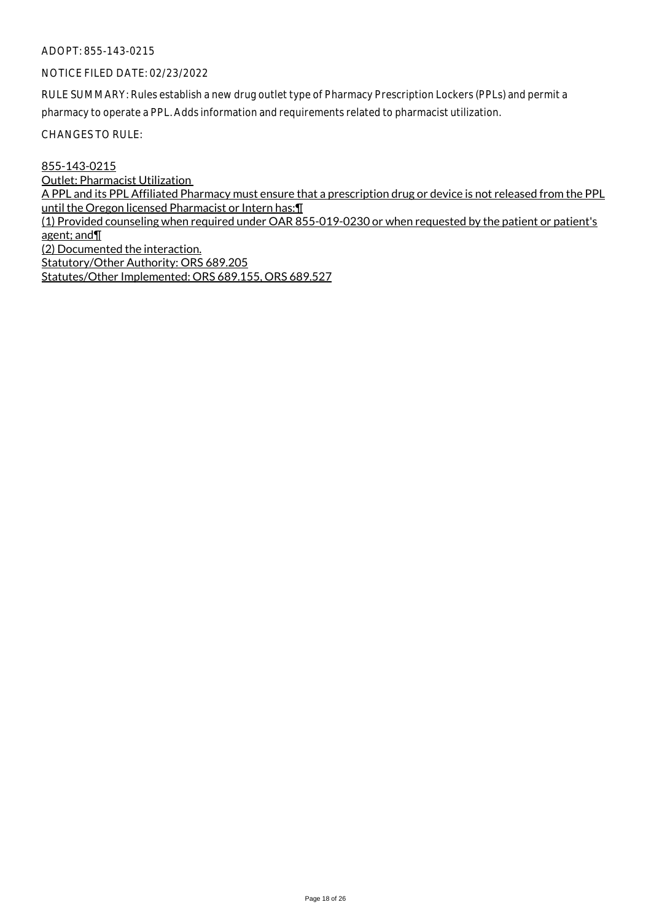ADOPT: 855-143-0215

NOTICE FILED DATE: 02/23/2022

RULE SUMMARY: Rules establish a new drug outlet type of Pharmacy Prescription Lockers (PPLs) and permit a pharmacy to operate a PPL. Adds information and requirements related to pharmacist utilization.

CHANGES TO RULE:

855-143-0215
Outlet: Pharmacist Utilization
A PPL and its PPL Affiliated Pharmacy must ensure that a prescription drug or device is not released from the PPL until the Oregon licensed Pharmacist or Intern has:¶
(1) Provided counseling when required under OAR 855-019-0230 or when requested by the patient or patient's agent; and¶
(2) Documented the interaction.
Statutory/Other Authority: ORS 689.205
Statutes/Other Implemented: ORS 689.155, ORS 689.527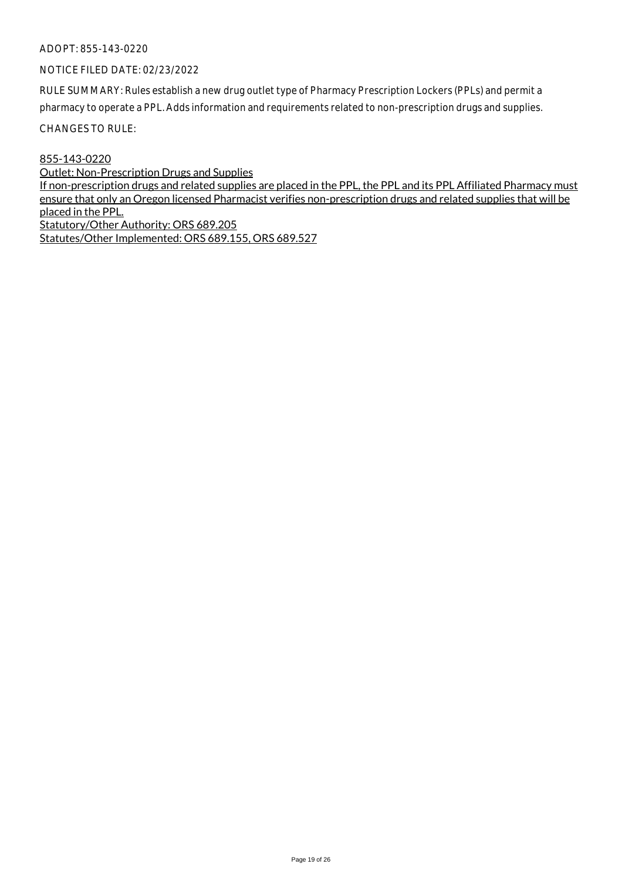ADOPT: 855-143-0220

NOTICE FILED DATE: 02/23/2022

RULE SUMMARY: Rules establish a new drug outlet type of Pharmacy Prescription Lockers (PPLs) and permit a pharmacy to operate a PPL. Adds information and requirements related to non-prescription drugs and supplies.

CHANGES TO RULE:

855-143-0220
Outlet: Non-Prescription Drugs and Supplies
If non-prescription drugs and related supplies are placed in the PPL, the PPL and its PPL Affiliated Pharmacy must ensure that only an Oregon licensed Pharmacist verifies non-prescription drugs and related supplies that will be placed in the PPL.
Statutory/Other Authority: ORS 689.205
Statutes/Other Implemented: ORS 689.155, ORS 689.527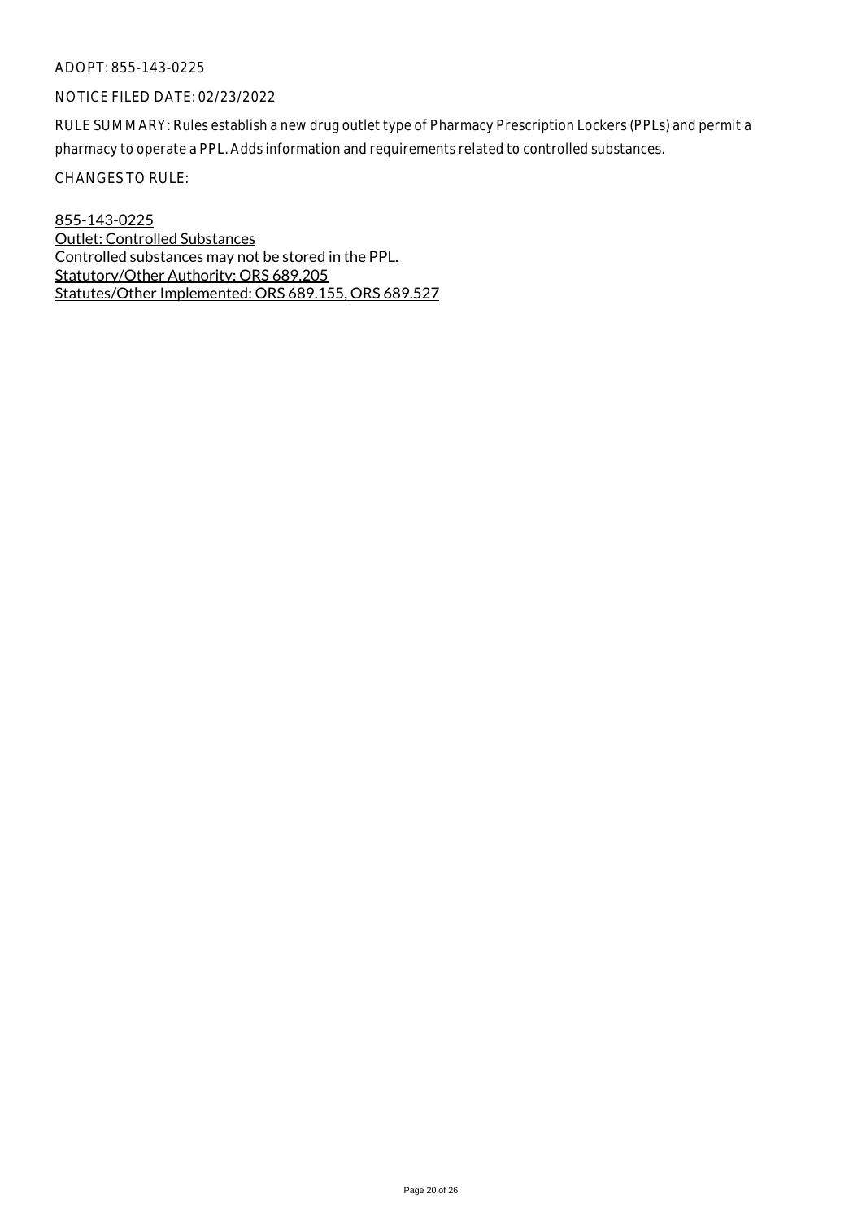ADOPT: 855-143-0225

NOTICE FILED DATE: 02/23/2022

RULE SUMMARY: Rules establish a new drug outlet type of Pharmacy Prescription Lockers (PPLs) and permit a pharmacy to operate a PPL. Adds information and requirements related to controlled substances.

CHANGES TO RULE:

855-143-0225
Outlet: Controlled Substances
Controlled substances may not be stored in the PPL.
Statutory/Other Authority: ORS 689.205
Statutes/Other Implemented: ORS 689.155, ORS 689.527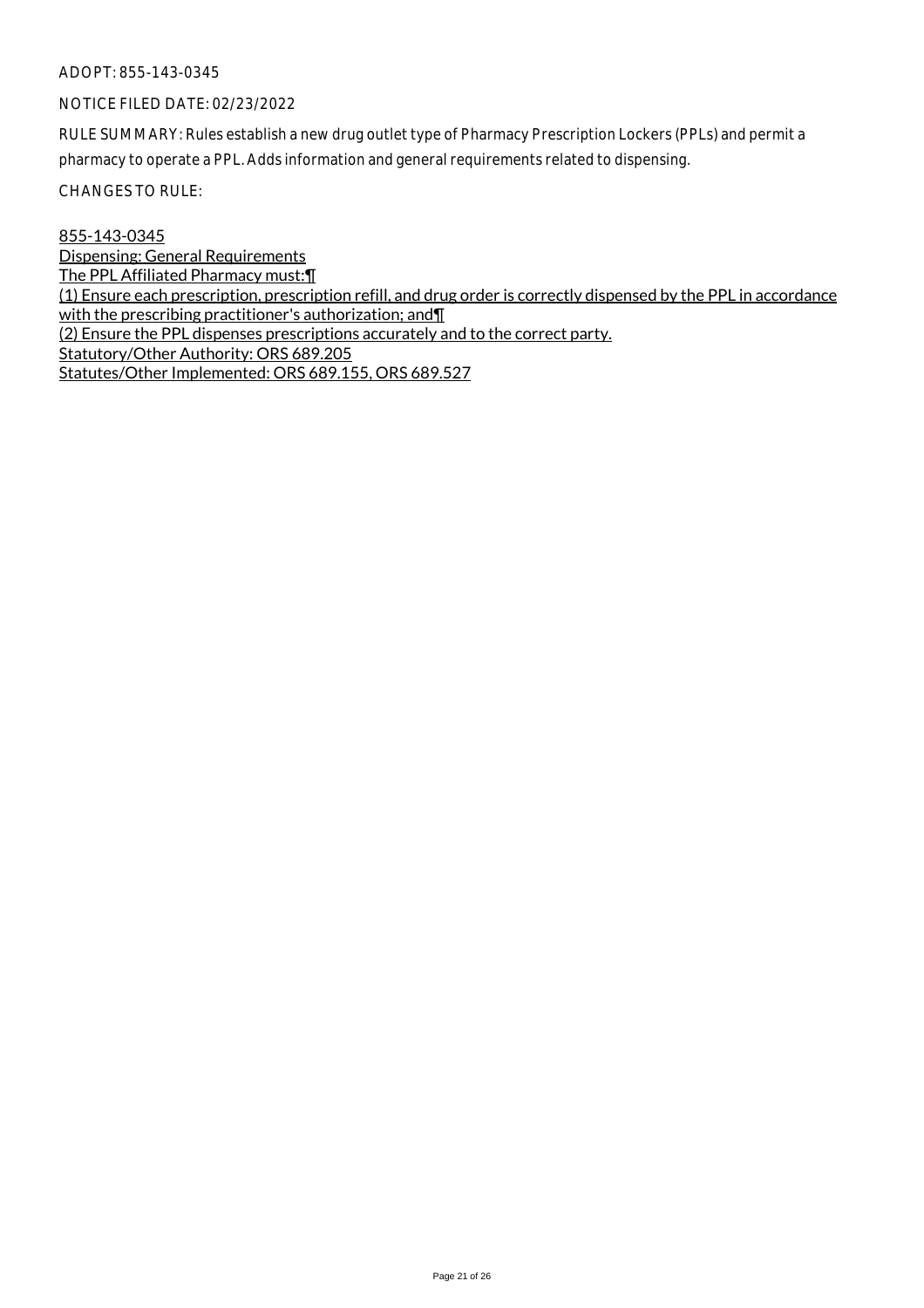ADOPT: 855-143-0345

NOTICE FILED DATE: 02/23/2022

RULE SUMMARY: Rules establish a new drug outlet type of Pharmacy Prescription Lockers (PPLs) and permit a pharmacy to operate a PPL. Adds information and general requirements related to dispensing.

CHANGES TO RULE:

855-143-0345
Dispensing: General Requirements
The PPL Affiliated Pharmacy must:¶
(1) Ensure each prescription, prescription refill, and drug order is correctly dispensed by the PPL in accordance with the prescribing practitioner's authorization; and¶
(2) Ensure the PPL dispenses prescriptions accurately and to the correct party.
Statutory/Other Authority: ORS 689.205
Statutes/Other Implemented: ORS 689.155, ORS 689.527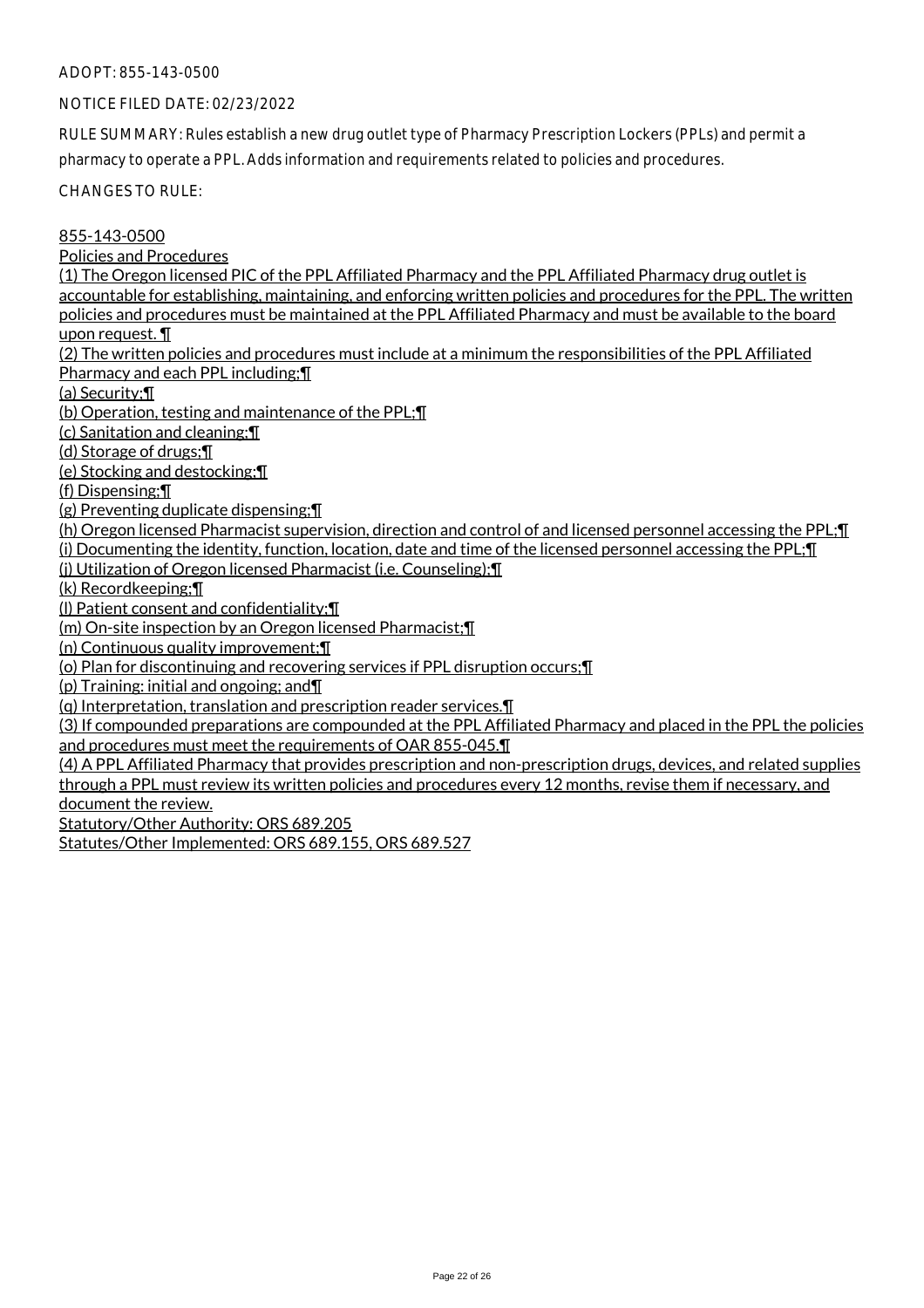ADOPT: 855-143-0500

NOTICE FILED DATE: 02/23/2022

RULE SUMMARY: Rules establish a new drug outlet type of Pharmacy Prescription Lockers (PPLs) and permit a pharmacy to operate a PPL. Adds information and requirements related to policies and procedures.

CHANGES TO RULE:

855-143-0500
Policies and Procedures
(1) The Oregon licensed PIC of the PPL Affiliated Pharmacy and the PPL Affiliated Pharmacy drug outlet is accountable for establishing, maintaining, and enforcing written policies and procedures for the PPL. The written policies and procedures must be maintained at the PPL Affiliated Pharmacy and must be available to the board upon request. ¶
(2) The written policies and procedures must include at a minimum the responsibilities of the PPL Affiliated Pharmacy and each PPL including;¶
(a) Security;¶
(b) Operation, testing and maintenance of the PPL;¶
(c) Sanitation and cleaning;¶
(d) Storage of drugs;¶
(e) Stocking and destocking;¶
(f) Dispensing;¶
(g) Preventing duplicate dispensing;¶
(h) Oregon licensed Pharmacist supervision, direction and control of and licensed personnel accessing the PPL;¶
(i) Documenting the identity, function, location, date and time of the licensed personnel accessing the PPL;¶
(j) Utilization of Oregon licensed Pharmacist (i.e. Counseling);¶
(k) Recordkeeping;¶
(l) Patient consent and confidentiality;¶
(m) On-site inspection by an Oregon licensed Pharmacist;¶
(n) Continuous quality improvement;¶
(o) Plan for discontinuing and recovering services if PPL disruption occurs;¶
(p) Training: initial and ongoing; and¶
(q) Interpretation, translation and prescription reader services.¶
(3) If compounded preparations are compounded at the PPL Affiliated Pharmacy and placed in the PPL the policies and procedures must meet the requirements of OAR 855-045.¶
(4) A PPL Affiliated Pharmacy that provides prescription and non-prescription drugs, devices, and related supplies through a PPL must review its written policies and procedures every 12 months, revise them if necessary, and document the review.
Statutory/Other Authority: ORS 689.205
Statutes/Other Implemented: ORS 689.155, ORS 689.527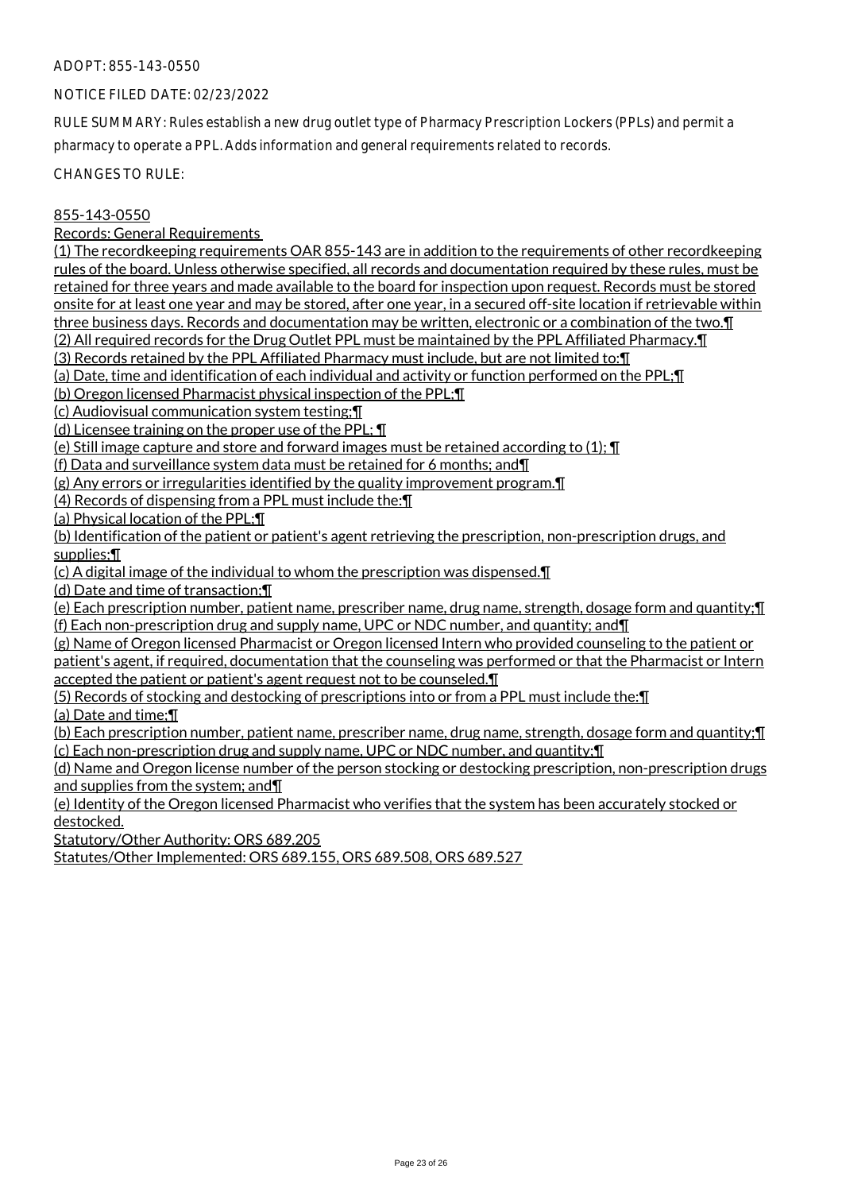ADOPT: 855-143-0550

NOTICE FILED DATE: 02/23/2022

RULE SUMMARY: Rules establish a new drug outlet type of Pharmacy Prescription Lockers (PPLs) and permit a pharmacy to operate a PPL. Adds information and general requirements related to records.

CHANGES TO RULE:

855-143-0550

Records: General Requirements

(1) The recordkeeping requirements OAR 855-143 are in addition to the requirements of other recordkeeping rules of the board. Unless otherwise specified, all records and documentation required by these rules, must be retained for three years and made available to the board for inspection upon request. Records must be stored onsite for at least one year and may be stored, after one year, in a secured off-site location if retrievable within three business days. Records and documentation may be written, electronic or a combination of the two.¶
(2) All required records for the Drug Outlet PPL must be maintained by the PPL Affiliated Pharmacy.¶
(3) Records retained by the PPL Affiliated Pharmacy must include, but are not limited to:¶
(a) Date, time and identification of each individual and activity or function performed on the PPL;¶
(b) Oregon licensed Pharmacist physical inspection of the PPL;¶
(c) Audiovisual communication system testing;¶
(d) Licensee training on the proper use of the PPL; ¶
(e) Still image capture and store and forward images must be retained according to (1); ¶
(f) Data and surveillance system data must be retained for 6 months; and¶
(g) Any errors or irregularities identified by the quality improvement program.¶
(4) Records of dispensing from a PPL must include the:¶
(a) Physical location of the PPL;¶
(b) Identification of the patient or patient's agent retrieving the prescription, non-prescription drugs, and supplies;¶
(c) A digital image of the individual to whom the prescription was dispensed.¶
(d) Date and time of transaction;¶
(e) Each prescription number, patient name, prescriber name, drug name, strength, dosage form and quantity;¶
(f) Each non-prescription drug and supply name, UPC or NDC number, and quantity; and¶
(g) Name of Oregon licensed Pharmacist or Oregon licensed Intern who provided counseling to the patient or patient's agent, if required, documentation that the counseling was performed or that the Pharmacist or Intern accepted the patient or patient's agent request not to be counseled.¶
(5) Records of stocking and destocking of prescriptions into or from a PPL must include the:¶
(a) Date and time;¶
(b) Each prescription number, patient name, prescriber name, drug name, strength, dosage form and quantity;¶
(c) Each non-prescription drug and supply name, UPC or NDC number, and quantity;¶
(d) Name and Oregon license number of the person stocking or destocking prescription, non-prescription drugs and supplies from the system; and¶
(e) Identity of the Oregon licensed Pharmacist who verifies that the system has been accurately stocked or destocked.

Statutory/Other Authority: ORS 689.205

Statutes/Other Implemented: ORS 689.155, ORS 689.508, ORS 689.527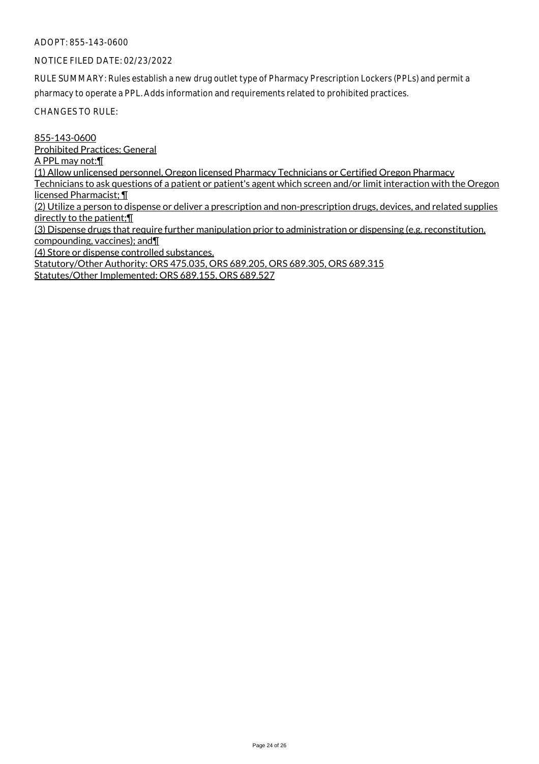ADOPT: 855-143-0600

NOTICE FILED DATE: 02/23/2022

RULE SUMMARY: Rules establish a new drug outlet type of Pharmacy Prescription Lockers (PPLs) and permit a pharmacy to operate a PPL. Adds information and requirements related to prohibited practices.

CHANGES TO RULE:

855-143-0600
Prohibited Practices: General
A PPL may not:¶
(1) Allow unlicensed personnel, Oregon licensed Pharmacy Technicians or Certified Oregon Pharmacy Technicians to ask questions of a patient or patient's agent which screen and/or limit interaction with the Oregon licensed Pharmacist; ¶
(2) Utilize a person to dispense or deliver a prescription and non-prescription drugs, devices, and related supplies directly to the patient;¶
(3) Dispense drugs that require further manipulation prior to administration or dispensing (e.g. reconstitution, compounding, vaccines); and¶
(4) Store or dispense controlled substances.
Statutory/Other Authority: ORS 475.035, ORS 689.205, ORS 689.305, ORS 689.315
Statutes/Other Implemented: ORS 689.155, ORS 689.527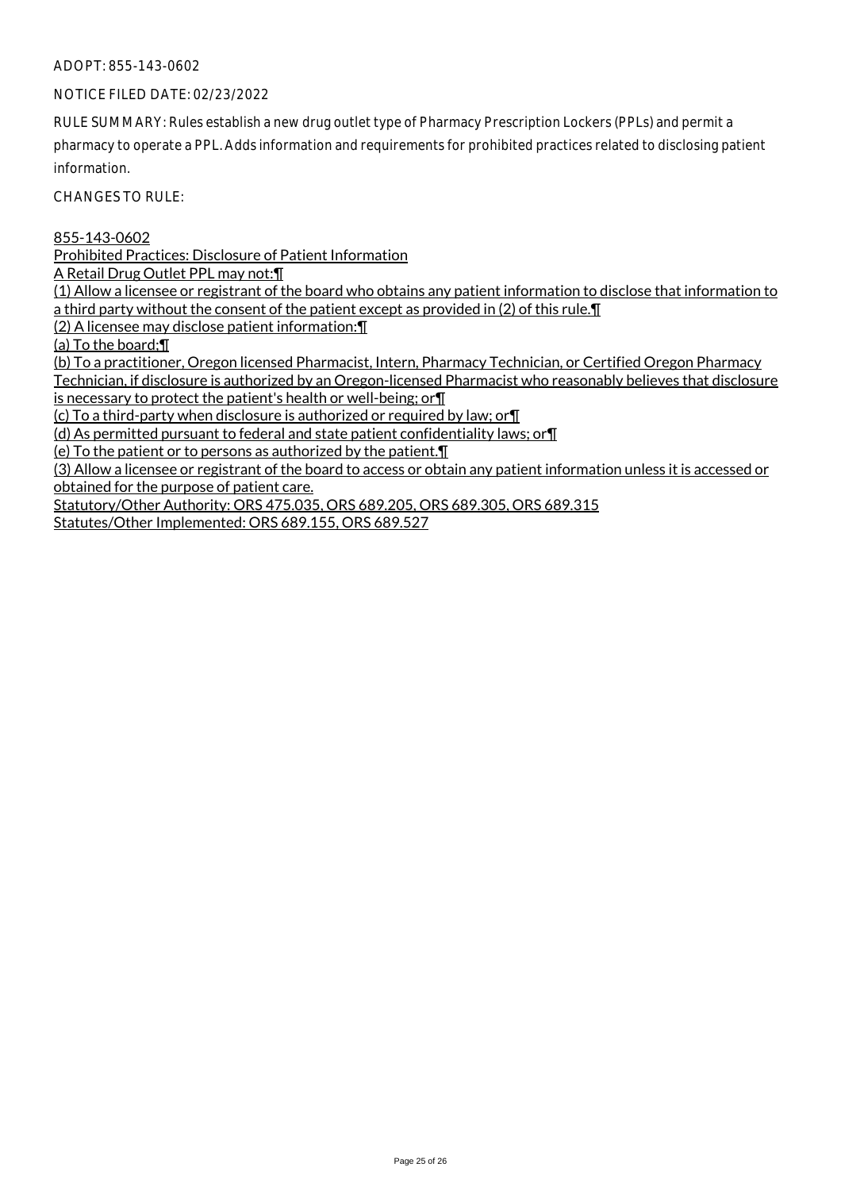ADOPT: 855-143-0602

NOTICE FILED DATE: 02/23/2022

RULE SUMMARY: Rules establish a new drug outlet type of Pharmacy Prescription Lockers (PPLs) and permit a pharmacy to operate a PPL. Adds information and requirements for prohibited practices related to disclosing patient information.

CHANGES TO RULE:

855-143-0602
Prohibited Practices: Disclosure of Patient Information
A Retail Drug Outlet PPL may not:¶
(1) Allow a licensee or registrant of the board who obtains any patient information to disclose that information to a third party without the consent of the patient except as provided in (2) of this rule.¶
(2) A licensee may disclose patient information:¶
(a) To the board;¶
(b) To a practitioner, Oregon licensed Pharmacist, Intern, Pharmacy Technician, or Certified Oregon Pharmacy Technician, if disclosure is authorized by an Oregon-licensed Pharmacist who reasonably believes that disclosure is necessary to protect the patient's health or well-being; or¶
(c) To a third-party when disclosure is authorized or required by law; or¶
(d) As permitted pursuant to federal and state patient confidentiality laws; or¶
(e) To the patient or to persons as authorized by the patient.¶
(3) Allow a licensee or registrant of the board to access or obtain any patient information unless it is accessed or obtained for the purpose of patient care.
Statutory/Other Authority: ORS 475.035, ORS 689.205, ORS 689.305, ORS 689.315
Statutes/Other Implemented: ORS 689.155, ORS 689.527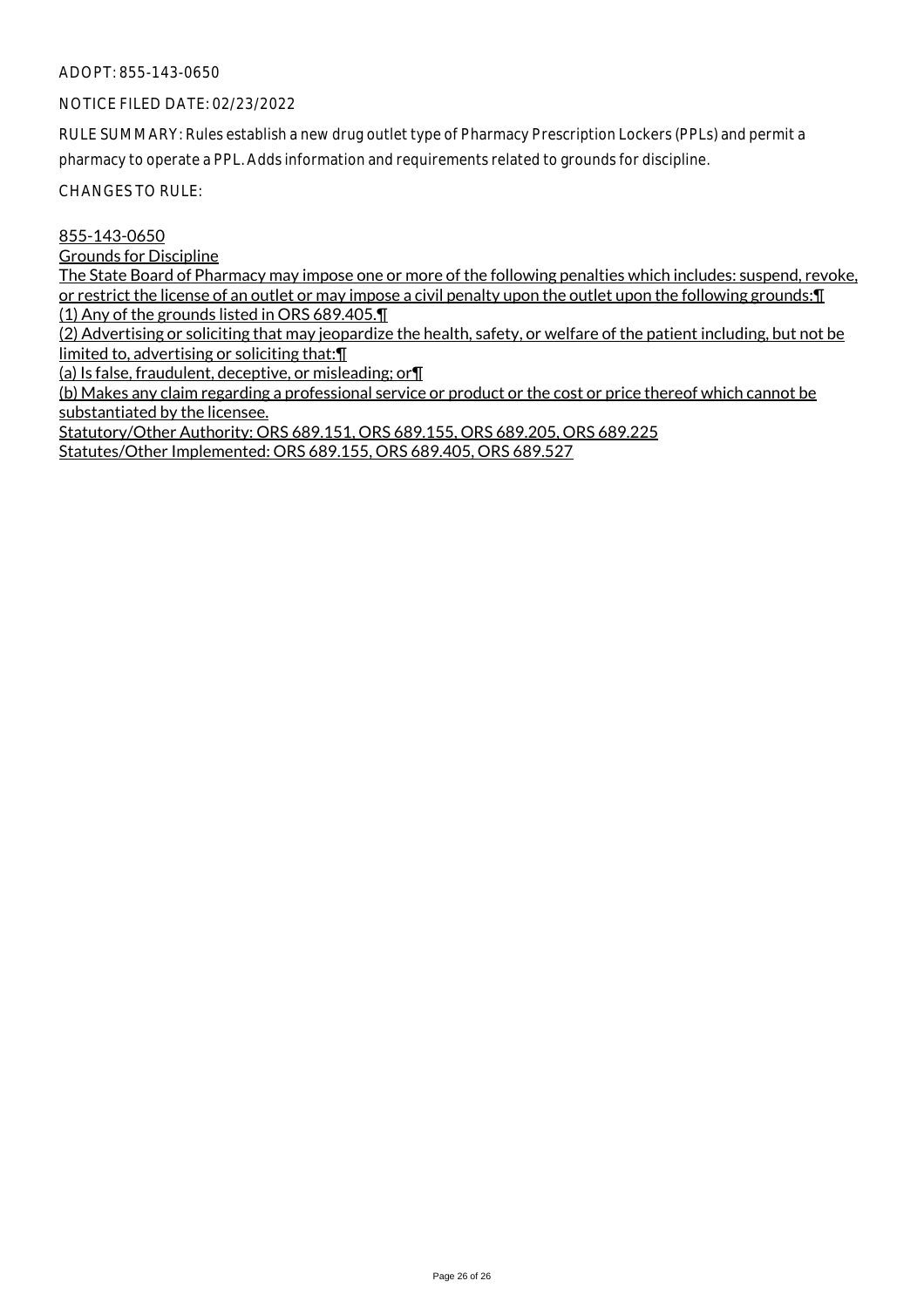ADOPT: 855-143-0650

NOTICE FILED DATE: 02/23/2022

RULE SUMMARY: Rules establish a new drug outlet type of Pharmacy Prescription Lockers (PPLs) and permit a pharmacy to operate a PPL. Adds information and requirements related to grounds for discipline.

CHANGES TO RULE:

855-143-0650
Grounds for Discipline
The State Board of Pharmacy may impose one or more of the following penalties which includes: suspend, revoke, or restrict the license of an outlet or may impose a civil penalty upon the outlet upon the following grounds:¶
(1) Any of the grounds listed in ORS 689.405.¶
(2) Advertising or soliciting that may jeopardize the health, safety, or welfare of the patient including, but not be limited to, advertising or soliciting that:¶
(a) Is false, fraudulent, deceptive, or misleading; or¶
(b) Makes any claim regarding a professional service or product or the cost or price thereof which cannot be substantiated by the licensee.
Statutory/Other Authority: ORS 689.151, ORS 689.155, ORS 689.205, ORS 689.225
Statutes/Other Implemented: ORS 689.155, ORS 689.405, ORS 689.527